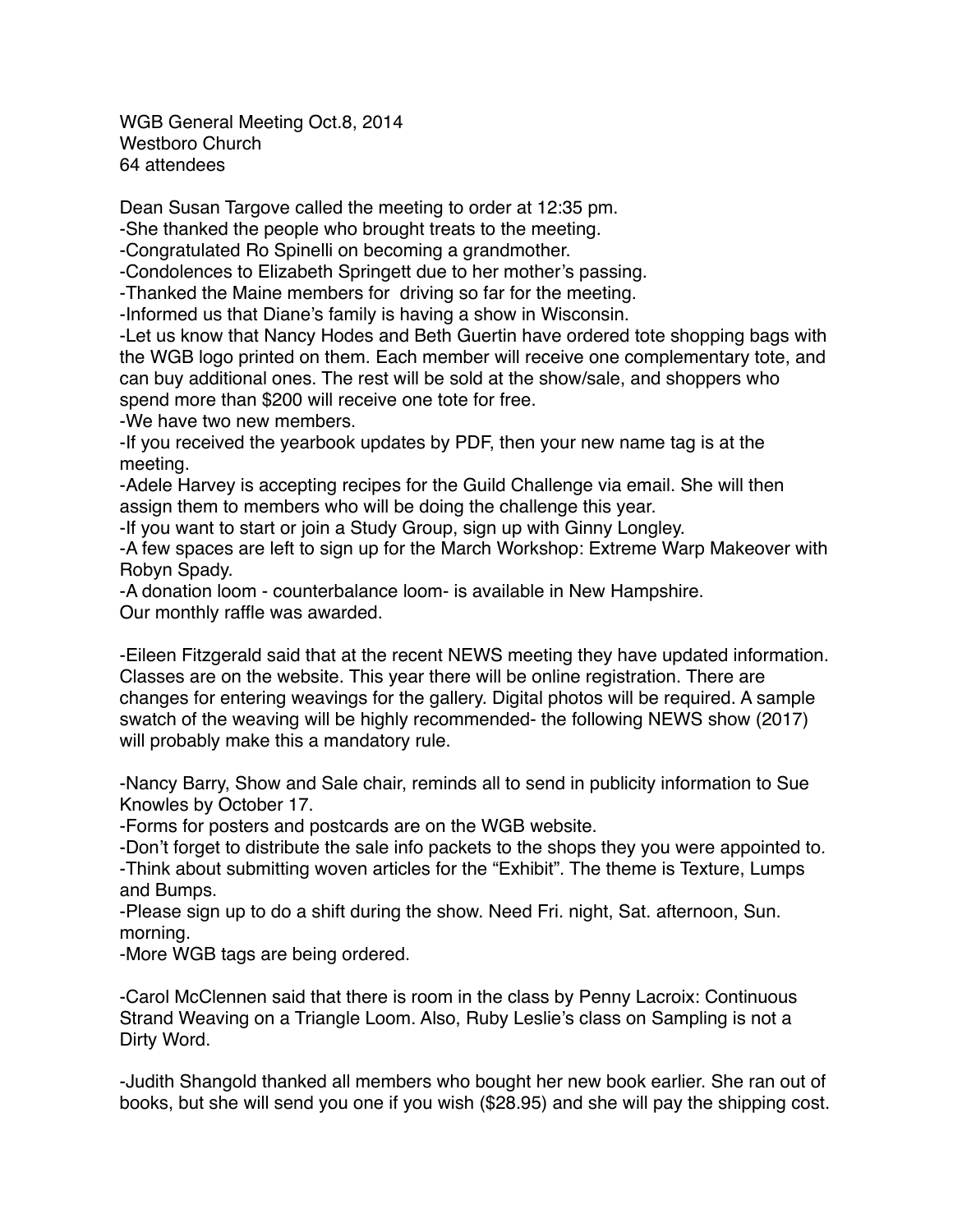WGB General Meeting Oct.8, 2014
Westboro Church
64 attendees

Dean Susan Targove called the meeting to order at 12:35 pm.
-She thanked the people who brought treats to the meeting.
-Congratulated Ro Spinelli on becoming a grandmother.
-Condolences to Elizabeth Springett due to her mother's passing.
-Thanked the Maine members for driving so far for the meeting.
-Informed us that Diane's family is having a show in Wisconsin.
-Let us know that Nancy Hodes and Beth Guertin have ordered tote shopping bags with the WGB logo printed on them. Each member will receive one complementary tote, and can buy additional ones. The rest will be sold at the show/sale, and shoppers who spend more than $200 will receive one tote for free.
-We have two new members.
-If you received the yearbook updates by PDF, then your new name tag is at the meeting.
-Adele Harvey is accepting recipes for the Guild Challenge via email. She will then assign them to members who will be doing the challenge this year.
-If you want to start or join a Study Group, sign up with Ginny Longley.
-A few spaces are left to sign up for the March Workshop: Extreme Warp Makeover with Robyn Spady.
-A donation loom - counterbalance loom- is available in New Hampshire.
Our monthly raffle was awarded.

-Eileen Fitzgerald said that at the recent NEWS meeting they have updated information. Classes are on the website. This year there will be online registration. There are changes for entering weavings for the gallery. Digital photos will be required. A sample swatch of the weaving will be highly recommended- the following NEWS show (2017) will probably make this a mandatory rule.

-Nancy Barry, Show and Sale chair, reminds all to send in publicity information to Sue Knowles by October 17.
-Forms for posters and postcards are on the WGB website.
-Don't forget to distribute the sale info packets to the shops they you were appointed to.
-Think about submitting woven articles for the "Exhibit". The theme is Texture, Lumps and Bumps.
-Please sign up to do a shift during the show. Need Fri. night, Sat. afternoon, Sun. morning.
-More WGB tags are being ordered.

-Carol McClennen said that there is room in the class by Penny Lacroix: Continuous Strand Weaving on a Triangle Loom. Also, Ruby Leslie's class on Sampling is not a Dirty Word.

-Judith Shangold thanked all members who bought her new book earlier. She ran out of books, but she will send you one if you wish ($28.95) and she will pay the shipping cost.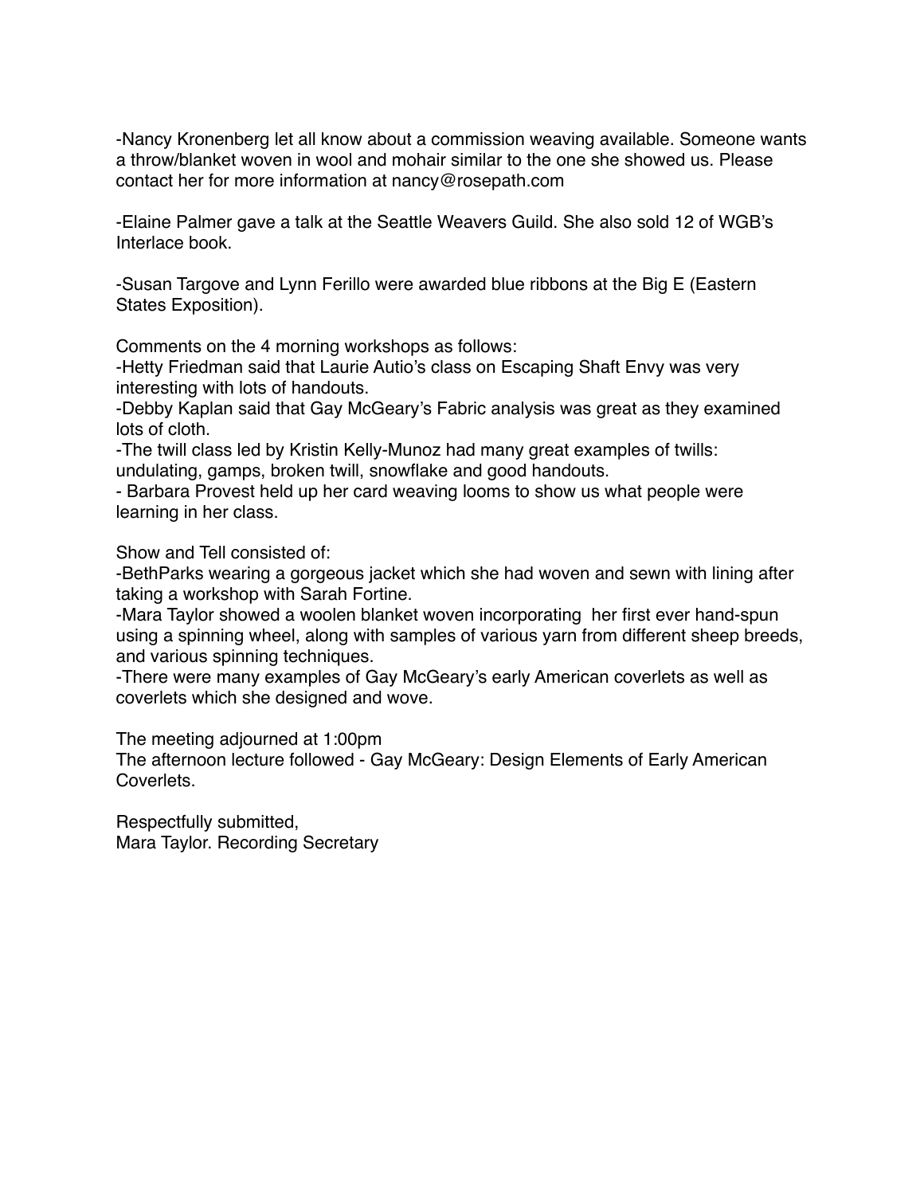-Nancy Kronenberg let all know about a commission weaving available. Someone wants a throw/blanket woven in wool and mohair similar to the one she showed us. Please contact her for more information at nancy@rosepath.com

-Elaine Palmer gave a talk at the Seattle Weavers Guild. She also sold 12 of WGB's Interlace book.

-Susan Targove and Lynn Ferillo were awarded blue ribbons at the Big E (Eastern States Exposition).

Comments on the 4 morning workshops as follows:
-Hetty Friedman said that Laurie Autio's class on Escaping Shaft Envy was very interesting with lots of handouts.
-Debby Kaplan said that Gay McGeary's Fabric analysis was great as they examined lots of cloth.
-The twill class led by Kristin Kelly-Munoz had many great examples of twills: undulating, gamps, broken twill, snowflake and good handouts.
- Barbara Provest held up her card weaving looms to show us what people were learning in her class.

Show and Tell consisted of:
-BethParks wearing a gorgeous jacket which she had woven and sewn with lining after taking a workshop with Sarah Fortine.
-Mara Taylor showed a woolen blanket woven incorporating her first ever hand-spun using a spinning wheel, along with samples of various yarn from different sheep breeds, and various spinning techniques.
-There were many examples of Gay McGeary's early American coverlets as well as coverlets which she designed and wove.

The meeting adjourned at 1:00pm
The afternoon lecture followed - Gay McGeary: Design Elements of Early American Coverlets.

Respectfully submitted,
Mara Taylor. Recording Secretary